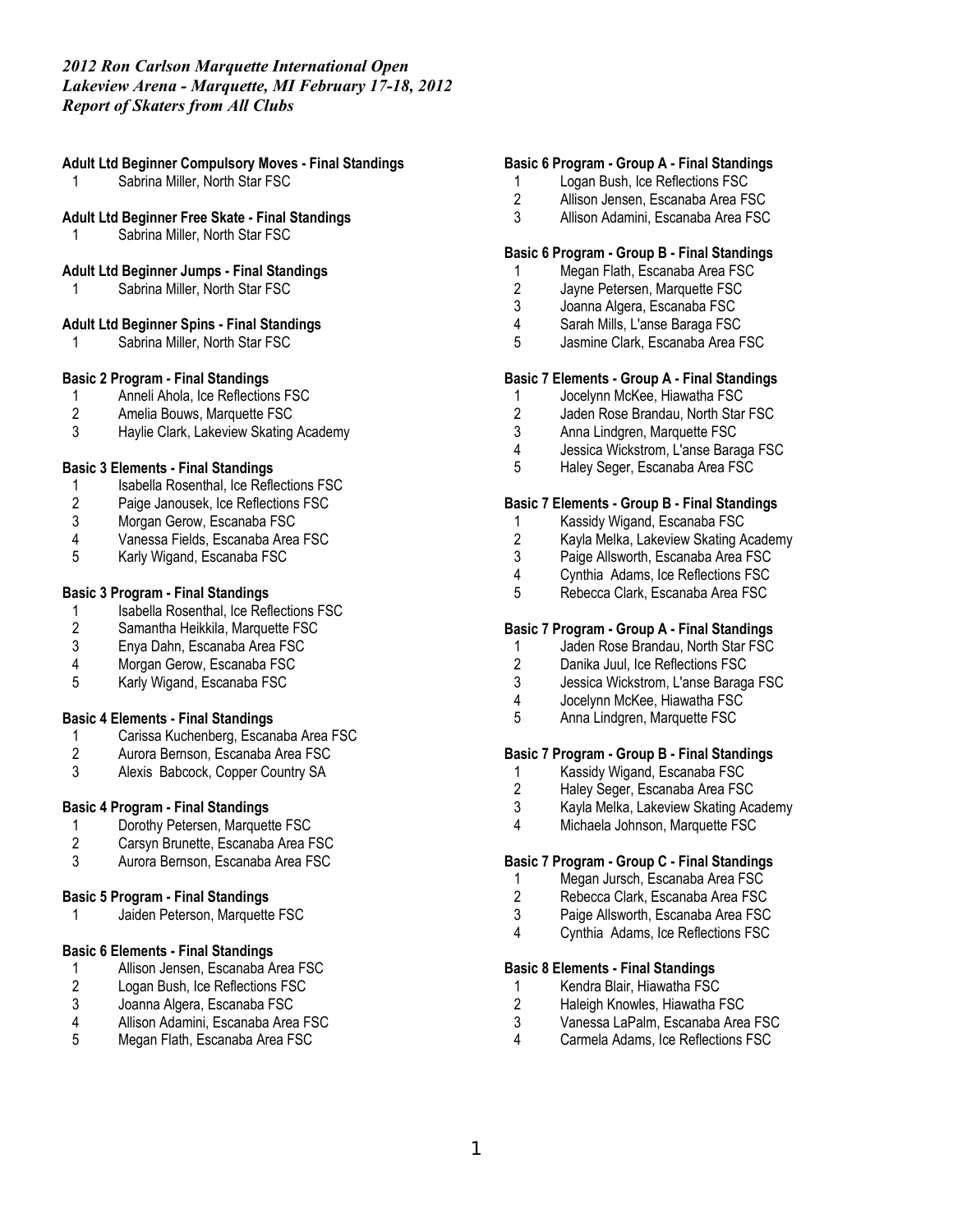*2012 Ron Carlson Marquette International Open*
*Lakeview Arena - Marquette, MI February 17-18, 2012*
*Report of Skaters from All Clubs*

**Adult Ltd Beginner Compulsory Moves - Final Standings**

1 Sabrina Miller, North Star FSC

**Adult Ltd Beginner Free Skate - Final Standings**

1 Sabrina Miller, North Star FSC

**Adult Ltd Beginner Jumps - Final Standings**

1 Sabrina Miller, North Star FSC

**Adult Ltd Beginner Spins - Final Standings**

1 Sabrina Miller, North Star FSC

**Basic 2 Program - Final Standings**

1 Anneli Ahola, Ice Reflections FSC
2 Amelia Bouws, Marquette FSC
3 Haylie Clark, Lakeview Skating Academy

**Basic 3 Elements - Final Standings**

1 Isabella Rosenthal, Ice Reflections FSC
2 Paige Janousek, Ice Reflections FSC
3 Morgan Gerow, Escanaba FSC
4 Vanessa Fields, Escanaba Area FSC
5 Karly Wigand, Escanaba FSC

**Basic 3 Program - Final Standings**

1 Isabella Rosenthal, Ice Reflections FSC
2 Samantha Heikkila, Marquette FSC
3 Enya Dahn, Escanaba Area FSC
4 Morgan Gerow, Escanaba FSC
5 Karly Wigand, Escanaba FSC

**Basic 4 Elements - Final Standings**

1 Carissa Kuchenberg, Escanaba Area FSC
2 Aurora Bernson, Escanaba Area FSC
3 Alexis Babcock, Copper Country SA

**Basic 4 Program - Final Standings**

1 Dorothy Petersen, Marquette FSC
2 Carsyn Brunette, Escanaba Area FSC
3 Aurora Bernson, Escanaba Area FSC

**Basic 5 Program - Final Standings**

1 Jaiden Peterson, Marquette FSC

**Basic 6 Elements - Final Standings**

1 Allison Jensen, Escanaba Area FSC
2 Logan Bush, Ice Reflections FSC
3 Joanna Algera, Escanaba FSC
4 Allison Adamini, Escanaba Area FSC
5 Megan Flath, Escanaba Area FSC

**Basic 6 Program - Group A - Final Standings**

1 Logan Bush, Ice Reflections FSC
2 Allison Jensen, Escanaba Area FSC
3 Allison Adamini, Escanaba Area FSC

**Basic 6 Program - Group B - Final Standings**

1 Megan Flath, Escanaba Area FSC
2 Jayne Petersen, Marquette FSC
3 Joanna Algera, Escanaba FSC
4 Sarah Mills, L'anse Baraga FSC
5 Jasmine Clark, Escanaba Area FSC

**Basic 7 Elements - Group A - Final Standings**

1 Jocelynn McKee, Hiawatha FSC
2 Jaden Rose Brandau, North Star FSC
3 Anna Lindgren, Marquette FSC
4 Jessica Wickstrom, L'anse Baraga FSC
5 Haley Seger, Escanaba Area FSC

**Basic 7 Elements - Group B - Final Standings**

1 Kassidy Wigand, Escanaba FSC
2 Kayla Melka, Lakeview Skating Academy
3 Paige Allsworth, Escanaba Area FSC
4 Cynthia Adams, Ice Reflections FSC
5 Rebecca Clark, Escanaba Area FSC

**Basic 7 Program - Group A - Final Standings**

1 Jaden Rose Brandau, North Star FSC
2 Danika Juul, Ice Reflections FSC
3 Jessica Wickstrom, L'anse Baraga FSC
4 Jocelynn McKee, Hiawatha FSC
5 Anna Lindgren, Marquette FSC

**Basic 7 Program - Group B - Final Standings**

1 Kassidy Wigand, Escanaba FSC
2 Haley Seger, Escanaba Area FSC
3 Kayla Melka, Lakeview Skating Academy
4 Michaela Johnson, Marquette FSC

**Basic 7 Program - Group C - Final Standings**

1 Megan Jursch, Escanaba Area FSC
2 Rebecca Clark, Escanaba Area FSC
3 Paige Allsworth, Escanaba Area FSC
4 Cynthia Adams, Ice Reflections FSC

**Basic 8 Elements - Final Standings**

1 Kendra Blair, Hiawatha FSC
2 Haleigh Knowles, Hiawatha FSC
3 Vanessa LaPalm, Escanaba Area FSC
4 Carmela Adams, Ice Reflections FSC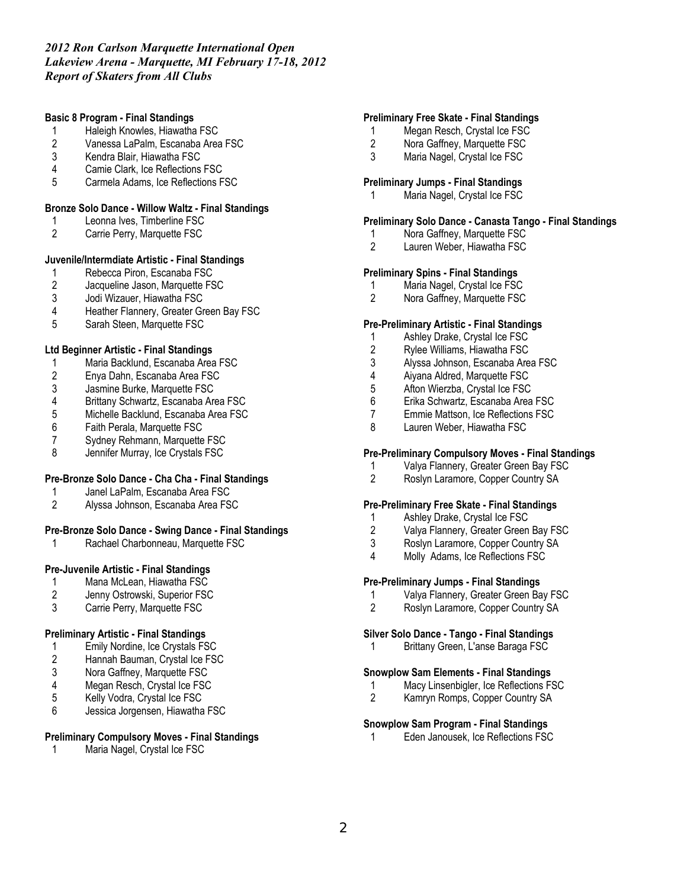*2012 Ron Carlson Marquette International Open*
*Lakeview Arena - Marquette, MI February 17-18, 2012*
*Report of Skaters from All Clubs*

**Basic 8 Program - Final Standings**

1. Haleigh Knowles, Hiawatha FSC
2. Vanessa LaPalm, Escanaba Area FSC
3. Kendra Blair, Hiawatha FSC
4. Camie Clark, Ice Reflections FSC
5. Carmela Adams, Ice Reflections FSC

**Bronze Solo Dance - Willow Waltz - Final Standings**

1. Leonna Ives, Timberline FSC
2. Carrie Perry, Marquette FSC

**Juvenile/Intermdiate Artistic - Final Standings**

1. Rebecca Piron, Escanaba FSC
2. Jacqueline Jason, Marquette FSC
3. Jodi Wizauer, Hiawatha FSC
4. Heather Flannery, Greater Green Bay FSC
5. Sarah Steen, Marquette FSC

**Ltd Beginner Artistic - Final Standings**

1. Maria Backlund, Escanaba Area FSC
2. Enya Dahn, Escanaba Area FSC
3. Jasmine Burke, Marquette FSC
4. Brittany Schwartz, Escanaba Area FSC
5. Michelle Backlund, Escanaba Area FSC
6. Faith Perala, Marquette FSC
7. Sydney Rehmann, Marquette FSC
8. Jennifer Murray, Ice Crystals FSC

**Pre-Bronze Solo Dance - Cha Cha - Final Standings**

1. Janel LaPalm, Escanaba Area FSC
2. Alyssa Johnson, Escanaba Area FSC

**Pre-Bronze Solo Dance - Swing Dance - Final Standings**

1. Rachael Charbonneau, Marquette FSC

**Pre-Juvenile Artistic - Final Standings**

1. Mana McLean, Hiawatha FSC
2. Jenny Ostrowski, Superior FSC
3. Carrie Perry, Marquette FSC

**Preliminary Artistic - Final Standings**

1. Emily Nordine, Ice Crystals FSC
2. Hannah Bauman, Crystal Ice FSC
3. Nora Gaffney, Marquette FSC
4. Megan Resch, Crystal Ice FSC
5. Kelly Vodra, Crystal Ice FSC
6. Jessica Jorgensen, Hiawatha FSC

**Preliminary Compulsory Moves - Final Standings**

1. Maria Nagel, Crystal Ice FSC

**Preliminary Free Skate - Final Standings**

1. Megan Resch, Crystal Ice FSC
2. Nora Gaffney, Marquette FSC
3. Maria Nagel, Crystal Ice FSC

**Preliminary Jumps - Final Standings**

1. Maria Nagel, Crystal Ice FSC

**Preliminary Solo Dance - Canasta Tango - Final Standings**

1. Nora Gaffney, Marquette FSC
2. Lauren Weber, Hiawatha FSC

**Preliminary Spins - Final Standings**

1. Maria Nagel, Crystal Ice FSC
2. Nora Gaffney, Marquette FSC

**Pre-Preliminary Artistic - Final Standings**

1. Ashley Drake, Crystal Ice FSC
2. Rylee Williams, Hiawatha FSC
3. Alyssa Johnson, Escanaba Area FSC
4. Aiyana Aldred, Marquette FSC
5. Afton Wierzba, Crystal Ice FSC
6. Erika Schwartz, Escanaba Area FSC
7. Emmie Mattson, Ice Reflections FSC
8. Lauren Weber, Hiawatha FSC

**Pre-Preliminary Compulsory Moves - Final Standings**

1. Valya Flannery, Greater Green Bay FSC
2. Roslyn Laramore, Copper Country SA

**Pre-Preliminary Free Skate - Final Standings**

1. Ashley Drake, Crystal Ice FSC
2. Valya Flannery, Greater Green Bay FSC
3. Roslyn Laramore, Copper Country SA
4. Molly Adams, Ice Reflections FSC

**Pre-Preliminary Jumps - Final Standings**

1. Valya Flannery, Greater Green Bay FSC
2. Roslyn Laramore, Copper Country SA

**Silver Solo Dance - Tango - Final Standings**

1. Brittany Green, L'anse Baraga FSC

**Snowplow Sam Elements - Final Standings**

1. Macy Linsenbigler, Ice Reflections FSC
2. Kamryn Romps, Copper Country SA

**Snowplow Sam Program - Final Standings**

1. Eden Janousek, Ice Reflections FSC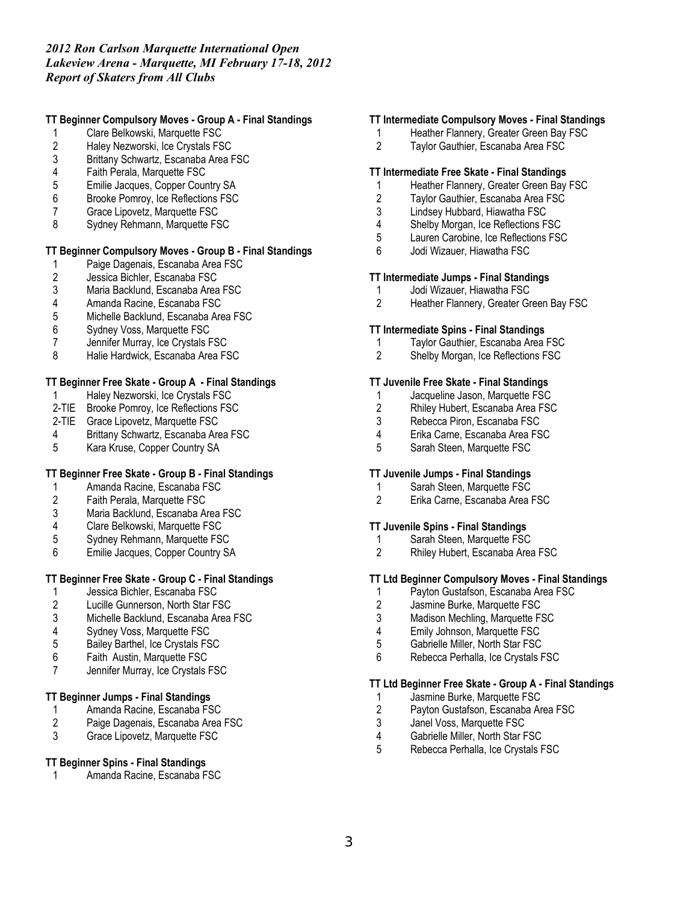*2012 Ron Carlson Marquette International Open*
*Lakeview Arena - Marquette, MI February 17-18, 2012*
*Report of Skaters from All Clubs*

**TT Beginner Compulsory Moves - Group A - Final Standings**

1 Clare Belkowski, Marquette FSC
2 Haley Nezworski, Ice Crystals FSC
3 Brittany Schwartz, Escanaba Area FSC
4 Faith Perala, Marquette FSC
5 Emilie Jacques, Copper Country SA
6 Brooke Pomroy, Ice Reflections FSC
7 Grace Lipovetz, Marquette FSC
8 Sydney Rehmann, Marquette FSC

**TT Beginner Compulsory Moves - Group B - Final Standings**

1 Paige Dagenais, Escanaba Area FSC
2 Jessica Bichler, Escanaba FSC
3 Maria Backlund, Escanaba Area FSC
4 Amanda Racine, Escanaba FSC
5 Michelle Backlund, Escanaba Area FSC
6 Sydney Voss, Marquette FSC
7 Jennifer Murray, Ice Crystals FSC
8 Halie Hardwick, Escanaba Area FSC

**TT Beginner Free Skate - Group A - Final Standings**

1 Haley Nezworski, Ice Crystals FSC
2-TIE Brooke Pomroy, Ice Reflections FSC
2-TIE Grace Lipovetz, Marquette FSC
4 Brittany Schwartz, Escanaba Area FSC
5 Kara Kruse, Copper Country SA

**TT Beginner Free Skate - Group B - Final Standings**

1 Amanda Racine, Escanaba FSC
2 Faith Perala, Marquette FSC
3 Maria Backlund, Escanaba Area FSC
4 Clare Belkowski, Marquette FSC
5 Sydney Rehmann, Marquette FSC
6 Emilie Jacques, Copper Country SA

**TT Beginner Free Skate - Group C - Final Standings**

1 Jessica Bichler, Escanaba FSC
2 Lucille Gunnerson, North Star FSC
3 Michelle Backlund, Escanaba Area FSC
4 Sydney Voss, Marquette FSC
5 Bailey Barthel, Ice Crystals FSC
6 Faith Austin, Marquette FSC
7 Jennifer Murray, Ice Crystals FSC

**TT Beginner Jumps - Final Standings**

1 Amanda Racine, Escanaba FSC
2 Paige Dagenais, Escanaba Area FSC
3 Grace Lipovetz, Marquette FSC

**TT Beginner Spins - Final Standings**

1 Amanda Racine, Escanaba FSC

**TT Intermediate Compulsory Moves - Final Standings**

1 Heather Flannery, Greater Green Bay FSC
2 Taylor Gauthier, Escanaba Area FSC

**TT Intermediate Free Skate - Final Standings**

1 Heather Flannery, Greater Green Bay FSC
2 Taylor Gauthier, Escanaba Area FSC
3 Lindsey Hubbard, Hiawatha FSC
4 Shelby Morgan, Ice Reflections FSC
5 Lauren Carobine, Ice Reflections FSC
6 Jodi Wizauer, Hiawatha FSC

**TT Intermediate Jumps - Final Standings**

1 Jodi Wizauer, Hiawatha FSC
2 Heather Flannery, Greater Green Bay FSC

**TT Intermediate Spins - Final Standings**

1 Taylor Gauthier, Escanaba Area FSC
2 Shelby Morgan, Ice Reflections FSC

**TT Juvenile Free Skate - Final Standings**

1 Jacqueline Jason, Marquette FSC
2 Rhiley Hubert, Escanaba Area FSC
3 Rebecca Piron, Escanaba FSC
4 Erika Carne, Escanaba Area FSC
5 Sarah Steen, Marquette FSC

**TT Juvenile Jumps - Final Standings**

1 Sarah Steen, Marquette FSC
2 Erika Carne, Escanaba Area FSC

**TT Juvenile Spins - Final Standings**

1 Sarah Steen, Marquette FSC
2 Rhiley Hubert, Escanaba Area FSC

**TT Ltd Beginner Compulsory Moves - Final Standings**

1 Payton Gustafson, Escanaba Area FSC
2 Jasmine Burke, Marquette FSC
3 Madison Mechling, Marquette FSC
4 Emily Johnson, Marquette FSC
5 Gabrielle Miller, North Star FSC
6 Rebecca Perhalla, Ice Crystals FSC

**TT Ltd Beginner Free Skate - Group A - Final Standings**

1 Jasmine Burke, Marquette FSC
2 Payton Gustafson, Escanaba Area FSC
3 Janel Voss, Marquette FSC
4 Gabrielle Miller, North Star FSC
5 Rebecca Perhalla, Ice Crystals FSC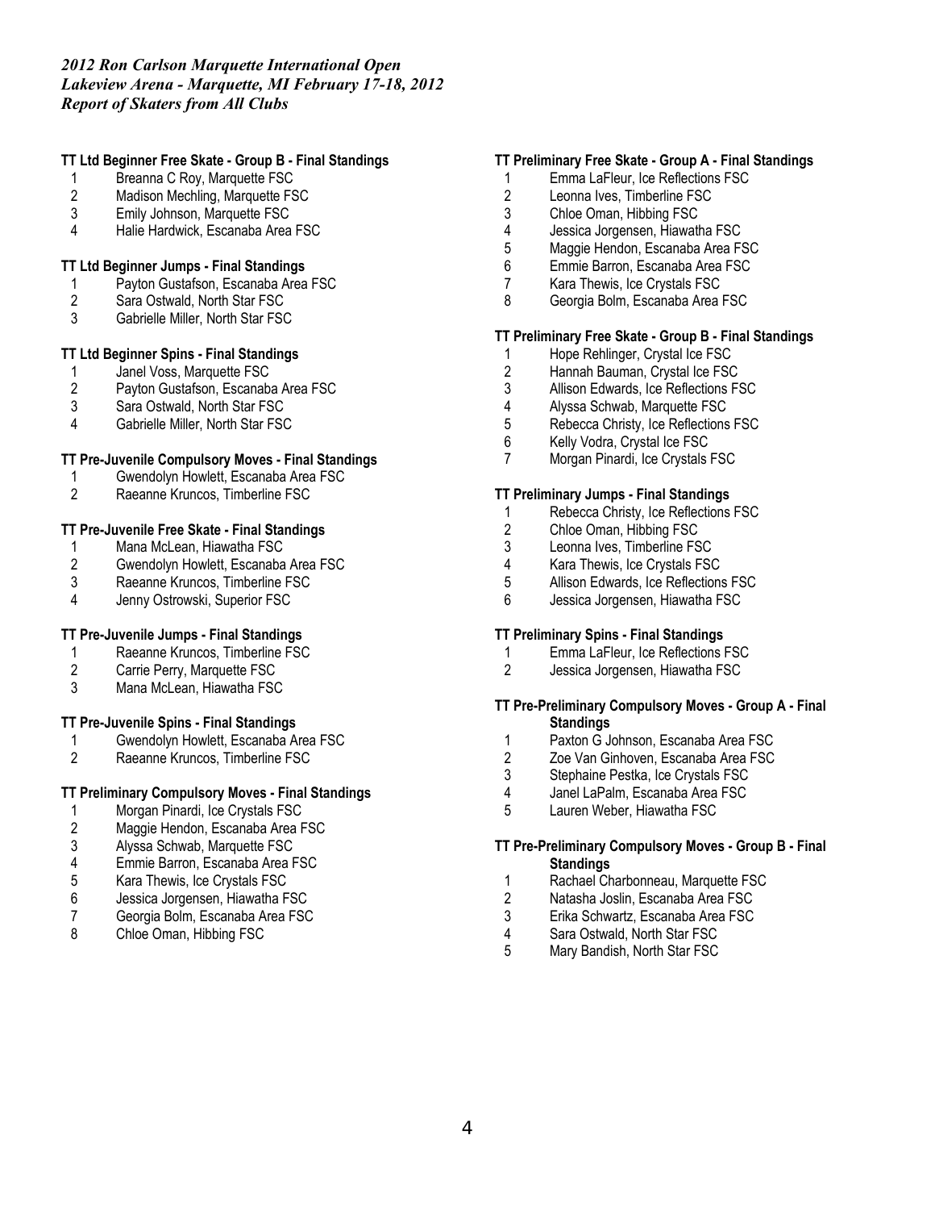*2012 Ron Carlson Marquette International Open*
*Lakeview Arena - Marquette, MI February 17-18, 2012*
*Report of Skaters from All Clubs*

**TT Ltd Beginner Free Skate - Group B - Final Standings**

1. Breanna C Roy, Marquette FSC
2. Madison Mechling, Marquette FSC
3. Emily Johnson, Marquette FSC
4. Halie Hardwick, Escanaba Area FSC

**TT Ltd Beginner Jumps - Final Standings**

1. Payton Gustafson, Escanaba Area FSC
2. Sara Ostwald, North Star FSC
3. Gabrielle Miller, North Star FSC

**TT Ltd Beginner Spins - Final Standings**

1. Janel Voss, Marquette FSC
2. Payton Gustafson, Escanaba Area FSC
3. Sara Ostwald, North Star FSC
4. Gabrielle Miller, North Star FSC

**TT Pre-Juvenile Compulsory Moves - Final Standings**

1. Gwendolyn Howlett, Escanaba Area FSC
2. Raeanne Kruncos, Timberline FSC

**TT Pre-Juvenile Free Skate - Final Standings**

1. Mana McLean, Hiawatha FSC
2. Gwendolyn Howlett, Escanaba Area FSC
3. Raeanne Kruncos, Timberline FSC
4. Jenny Ostrowski, Superior FSC

**TT Pre-Juvenile Jumps - Final Standings**

1. Raeanne Kruncos, Timberline FSC
2. Carrie Perry, Marquette FSC
3. Mana McLean, Hiawatha FSC

**TT Pre-Juvenile Spins - Final Standings**

1. Gwendolyn Howlett, Escanaba Area FSC
2. Raeanne Kruncos, Timberline FSC

**TT Preliminary Compulsory Moves - Final Standings**

1. Morgan Pinardi, Ice Crystals FSC
2. Maggie Hendon, Escanaba Area FSC
3. Alyssa Schwab, Marquette FSC
4. Emmie Barron, Escanaba Area FSC
5. Kara Thewis, Ice Crystals FSC
6. Jessica Jorgensen, Hiawatha FSC
7. Georgia Bolm, Escanaba Area FSC
8. Chloe Oman, Hibbing FSC

**TT Preliminary Free Skate - Group A - Final Standings**

1. Emma LaFleur, Ice Reflections FSC
2. Leonna Ives, Timberline FSC
3. Chloe Oman, Hibbing FSC
4. Jessica Jorgensen, Hiawatha FSC
5. Maggie Hendon, Escanaba Area FSC
6. Emmie Barron, Escanaba Area FSC
7. Kara Thewis, Ice Crystals FSC
8. Georgia Bolm, Escanaba Area FSC

**TT Preliminary Free Skate - Group B - Final Standings**

1. Hope Rehlinger, Crystal Ice FSC
2. Hannah Bauman, Crystal Ice FSC
3. Allison Edwards, Ice Reflections FSC
4. Alyssa Schwab, Marquette FSC
5. Rebecca Christy, Ice Reflections FSC
6. Kelly Vodra, Crystal Ice FSC
7. Morgan Pinardi, Ice Crystals FSC

**TT Preliminary Jumps - Final Standings**

1. Rebecca Christy, Ice Reflections FSC
2. Chloe Oman, Hibbing FSC
3. Leonna Ives, Timberline FSC
4. Kara Thewis, Ice Crystals FSC
5. Allison Edwards, Ice Reflections FSC
6. Jessica Jorgensen, Hiawatha FSC

**TT Preliminary Spins - Final Standings**

1. Emma LaFleur, Ice Reflections FSC
2. Jessica Jorgensen, Hiawatha FSC

**TT Pre-Preliminary Compulsory Moves - Group A - Final Standings**

1. Paxton G Johnson, Escanaba Area FSC
2. Zoe Van Ginhoven, Escanaba Area FSC
3. Stephaine Pestka, Ice Crystals FSC
4. Janel LaPalm, Escanaba Area FSC
5. Lauren Weber, Hiawatha FSC

**TT Pre-Preliminary Compulsory Moves - Group B - Final Standings**

1. Rachael Charbonneau, Marquette FSC
2. Natasha Joslin, Escanaba Area FSC
3. Erika Schwartz, Escanaba Area FSC
4. Sara Ostwald, North Star FSC
5. Mary Bandish, North Star FSC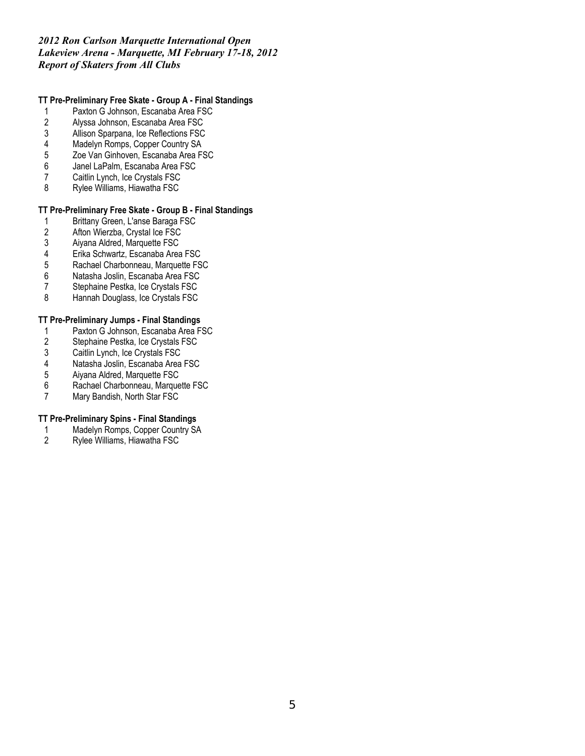*2012 Ron Carlson Marquette International Open*
*Lakeview Arena - Marquette, MI February 17-18, 2012*
*Report of Skaters from All Clubs*

**TT Pre-Preliminary Free Skate - Group A - Final Standings**

1 Paxton G Johnson, Escanaba Area FSC
2 Alyssa Johnson, Escanaba Area FSC
3 Allison Sparpana, Ice Reflections FSC
4 Madelyn Romps, Copper Country SA
5 Zoe Van Ginhoven, Escanaba Area FSC
6 Janel LaPalm, Escanaba Area FSC
7 Caitlin Lynch, Ice Crystals FSC
8 Rylee Williams, Hiawatha FSC

**TT Pre-Preliminary Free Skate - Group B - Final Standings**

1 Brittany Green, L'anse Baraga FSC
2 Afton Wierzba, Crystal Ice FSC
3 Aiyana Aldred, Marquette FSC
4 Erika Schwartz, Escanaba Area FSC
5 Rachael Charbonneau, Marquette FSC
6 Natasha Joslin, Escanaba Area FSC
7 Stephaine Pestka, Ice Crystals FSC
8 Hannah Douglass, Ice Crystals FSC

**TT Pre-Preliminary Jumps - Final Standings**

1 Paxton G Johnson, Escanaba Area FSC
2 Stephaine Pestka, Ice Crystals FSC
3 Caitlin Lynch, Ice Crystals FSC
4 Natasha Joslin, Escanaba Area FSC
5 Aiyana Aldred, Marquette FSC
6 Rachael Charbonneau, Marquette FSC
7 Mary Bandish, North Star FSC

**TT Pre-Preliminary Spins - Final Standings**

1 Madelyn Romps, Copper Country SA
2 Rylee Williams, Hiawatha FSC